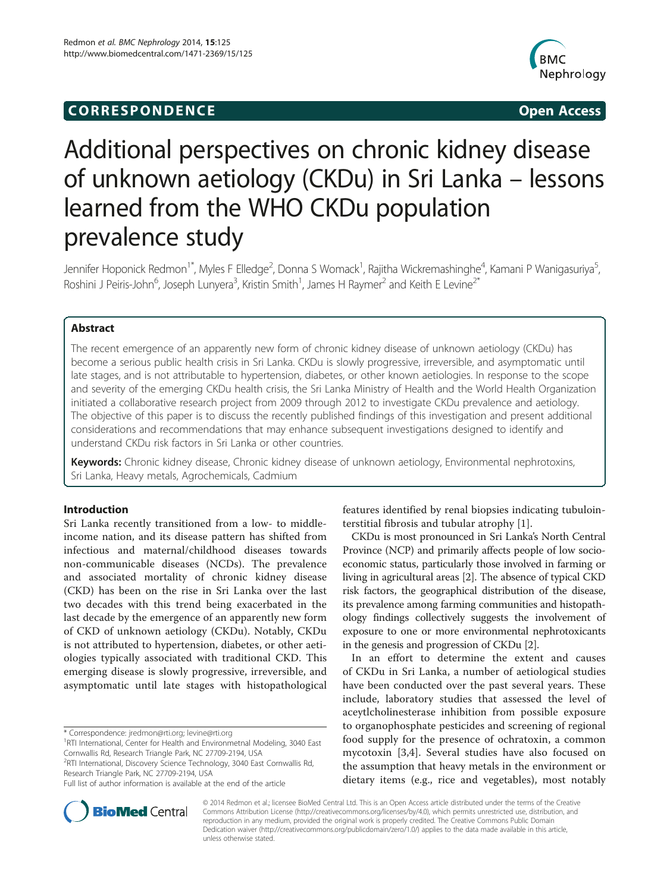CORRESPONDENCE Open Access

# Additional perspectives on chronic kidney disease of unknown aetiology (CKDu) in Sri Lanka – lessons learned from the WHO CKDu population prevalence study

Jennifer Hoponick Redmon[1*], Myles F Elledge[2], Donna S Womack[1], Rajitha Wickremashinghe[4], Kamani P Wanigasuriya[5], Roshini J Peiris-John[6], Joseph Lunyera[3], Kristin Smith[1], James H Raymer[2] and Keith E Levine[2*]

## Abstract

The recent emergence of an apparently new form of chronic kidney disease of unknown aetiology (CKDu) has become a serious public health crisis in Sri Lanka. CKDu is slowly progressive, irreversible, and asymptomatic until late stages, and is not attributable to hypertension, diabetes, or other known aetiologies. In response to the scope and severity of the emerging CKDu health crisis, the Sri Lanka Ministry of Health and the World Health Organization initiated a collaborative research project from 2009 through 2012 to investigate CKDu prevalence and aetiology. The objective of this paper is to discuss the recently published findings of this investigation and present additional considerations and recommendations that may enhance subsequent investigations designed to identify and understand CKDu risk factors in Sri Lanka or other countries.

**Keywords:** Chronic kidney disease, Chronic kidney disease of unknown aetiology, Environmental nephrotoxins, Sri Lanka, Heavy metals, Agrochemicals, Cadmium

## Introduction

Sri Lanka recently transitioned from a low- to middle-income nation, and its disease pattern has shifted from infectious and maternal/childhood diseases towards non-communicable diseases (NCDs). The prevalence and associated mortality of chronic kidney disease (CKD) has been on the rise in Sri Lanka over the last two decades with this trend being exacerbated in the last decade by the emergence of an apparently new form of CKD of unknown aetiology (CKDu). Notably, CKDu is not attributed to hypertension, diabetes, or other aetiologies typically associated with traditional CKD. This emerging disease is slowly progressive, irreversible, and asymptomatic until late stages with histopathological features identified by renal biopsies indicating tubulointerstitial fibrosis and tubular atrophy [1].

CKDu is most pronounced in Sri Lanka's North Central Province (NCP) and primarily affects people of low socioeconomic status, particularly those involved in farming or living in agricultural areas [2]. The absence of typical CKD risk factors, the geographical distribution of the disease, its prevalence among farming communities and histopathology findings collectively suggests the involvement of exposure to one or more environmental nephrotoxicants in the genesis and progression of CKDu [2].

In an effort to determine the extent and causes of CKDu in Sri Lanka, a number of aetiological studies have been conducted over the past several years. These include, laboratory studies that assessed the level of aceytlcholinesterase inhibition from possible exposure to organophosphate pesticides and screening of regional food supply for the presence of ochratoxin, a common mycotoxin [3,4]. Several studies have also focused on the assumption that heavy metals in the environment or dietary items (e.g., rice and vegetables), most notably

\* Correspondence: jredmon@rti.org; levine@rti.org
[1]RTI International, Center for Health and Environmetnal Modeling, 3040 East Cornwallis Rd, Research Triangle Park, NC 27709-2194, USA
[2]RTI International, Discovery Science Technology, 3040 East Cornwallis Rd, Research Triangle Park, NC 27709-2194, USA
Full list of author information is available at the end of the article

© 2014 Redmon et al.; licensee BioMed Central Ltd. This is an Open Access article distributed under the terms of the Creative Commons Attribution License (http://creativecommons.org/licenses/by/4.0), which permits unrestricted use, distribution, and reproduction in any medium, provided the original work is properly credited. The Creative Commons Public Domain Dedication waiver (http://creativecommons.org/publicdomain/zero/1.0/) applies to the data made available in this article, unless otherwise stated.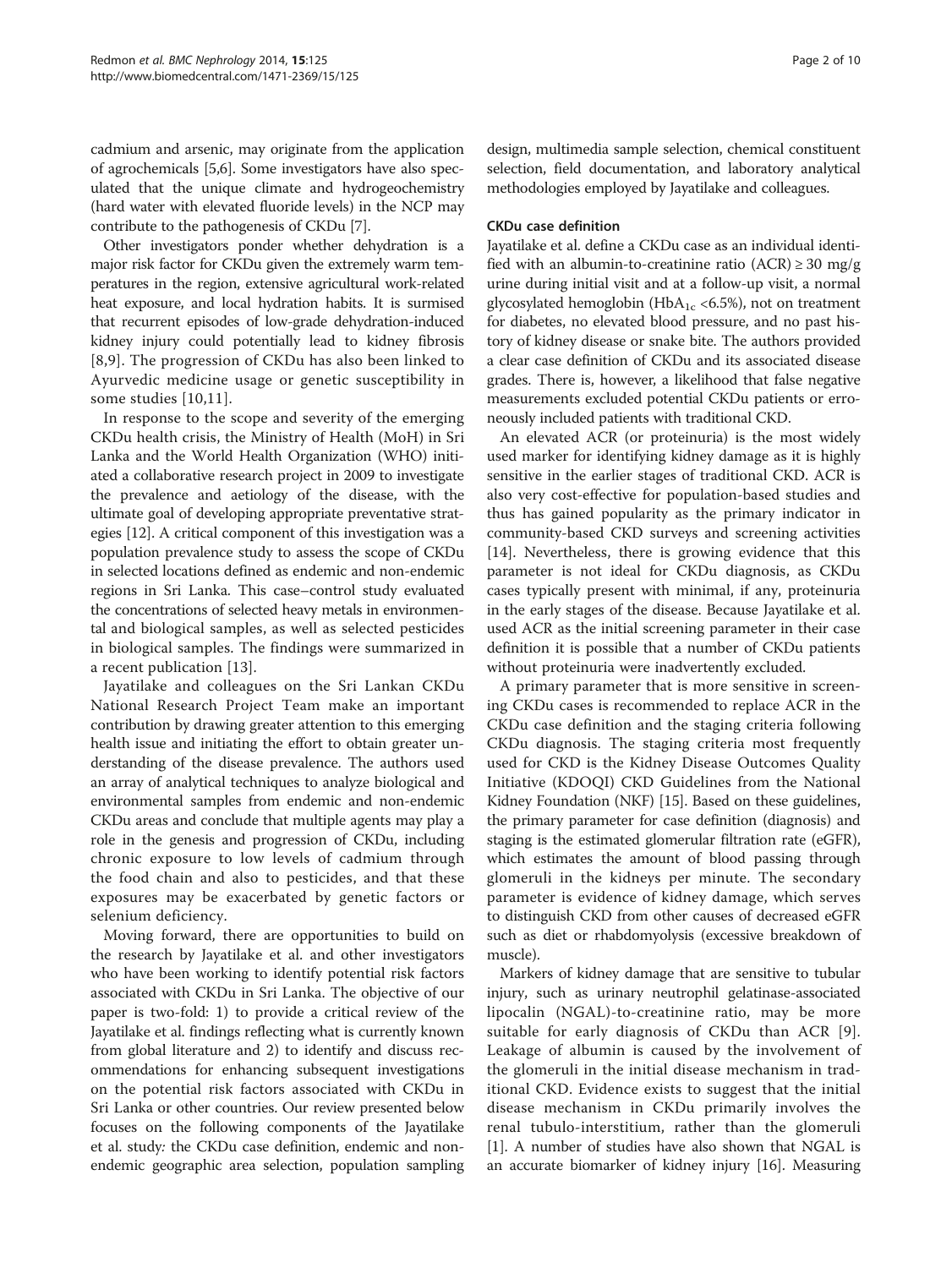cadmium and arsenic, may originate from the application of agrochemicals [5,6]. Some investigators have also speculated that the unique climate and hydrogeochemistry (hard water with elevated fluoride levels) in the NCP may contribute to the pathogenesis of CKDu [7].

Other investigators ponder whether dehydration is a major risk factor for CKDu given the extremely warm temperatures in the region, extensive agricultural work-related heat exposure, and local hydration habits. It is surmised that recurrent episodes of low-grade dehydration-induced kidney injury could potentially lead to kidney fibrosis [8,9]. The progression of CKDu has also been linked to Ayurvedic medicine usage or genetic susceptibility in some studies [10,11].

In response to the scope and severity of the emerging CKDu health crisis, the Ministry of Health (MoH) in Sri Lanka and the World Health Organization (WHO) initiated a collaborative research project in 2009 to investigate the prevalence and aetiology of the disease, with the ultimate goal of developing appropriate preventative strategies [12]. A critical component of this investigation was a population prevalence study to assess the scope of CKDu in selected locations defined as endemic and non-endemic regions in Sri Lanka. This case–control study evaluated the concentrations of selected heavy metals in environmental and biological samples, as well as selected pesticides in biological samples. The findings were summarized in a recent publication [13].

Jayatilake and colleagues on the Sri Lankan CKDu National Research Project Team make an important contribution by drawing greater attention to this emerging health issue and initiating the effort to obtain greater understanding of the disease prevalence. The authors used an array of analytical techniques to analyze biological and environmental samples from endemic and non-endemic CKDu areas and conclude that multiple agents may play a role in the genesis and progression of CKDu, including chronic exposure to low levels of cadmium through the food chain and also to pesticides, and that these exposures may be exacerbated by genetic factors or selenium deficiency.

Moving forward, there are opportunities to build on the research by Jayatilake et al. and other investigators who have been working to identify potential risk factors associated with CKDu in Sri Lanka. The objective of our paper is two-fold: 1) to provide a critical review of the Jayatilake et al. findings reflecting what is currently known from global literature and 2) to identify and discuss recommendations for enhancing subsequent investigations on the potential risk factors associated with CKDu in Sri Lanka or other countries. Our review presented below focuses on the following components of the Jayatilake et al. study: the CKDu case definition, endemic and non-endemic geographic area selection, population sampling design, multimedia sample selection, chemical constituent selection, field documentation, and laboratory analytical methodologies employed by Jayatilake and colleagues.

### CKDu case definition

Jayatilake et al. define a CKDu case as an individual identified with an albumin-to-creatinine ratio (ACR) ≥ 30 mg/g urine during initial visit and at a follow-up visit, a normal glycosylated hemoglobin ($HbA_{1c}$ <6.5%), not on treatment for diabetes, no elevated blood pressure, and no past history of kidney disease or snake bite. The authors provided a clear case definition of CKDu and its associated disease grades. There is, however, a likelihood that false negative measurements excluded potential CKDu patients or erroneously included patients with traditional CKD.

An elevated ACR (or proteinuria) is the most widely used marker for identifying kidney damage as it is highly sensitive in the earlier stages of traditional CKD. ACR is also very cost-effective for population-based studies and thus has gained popularity as the primary indicator in community-based CKD surveys and screening activities [14]. Nevertheless, there is growing evidence that this parameter is not ideal for CKDu diagnosis, as CKDu cases typically present with minimal, if any, proteinuria in the early stages of the disease. Because Jayatilake et al. used ACR as the initial screening parameter in their case definition it is possible that a number of CKDu patients without proteinuria were inadvertently excluded.

A primary parameter that is more sensitive in screening CKDu cases is recommended to replace ACR in the CKDu case definition and the staging criteria following CKDu diagnosis. The staging criteria most frequently used for CKD is the Kidney Disease Outcomes Quality Initiative (KDOQI) CKD Guidelines from the National Kidney Foundation (NKF) [15]. Based on these guidelines, the primary parameter for case definition (diagnosis) and staging is the estimated glomerular filtration rate (eGFR), which estimates the amount of blood passing through glomeruli in the kidneys per minute. The secondary parameter is evidence of kidney damage, which serves to distinguish CKD from other causes of decreased eGFR such as diet or rhabdomyolysis (excessive breakdown of muscle).

Markers of kidney damage that are sensitive to tubular injury, such as urinary neutrophil gelatinase-associated lipocalin (NGAL)-to-creatinine ratio, may be more suitable for early diagnosis of CKDu than ACR [9]. Leakage of albumin is caused by the involvement of the glomeruli in the initial disease mechanism in traditional CKD. Evidence exists to suggest that the initial disease mechanism in CKDu primarily involves the renal tubulo-interstitium, rather than the glomeruli [1]. A number of studies have also shown that NGAL is an accurate biomarker of kidney injury [16]. Measuring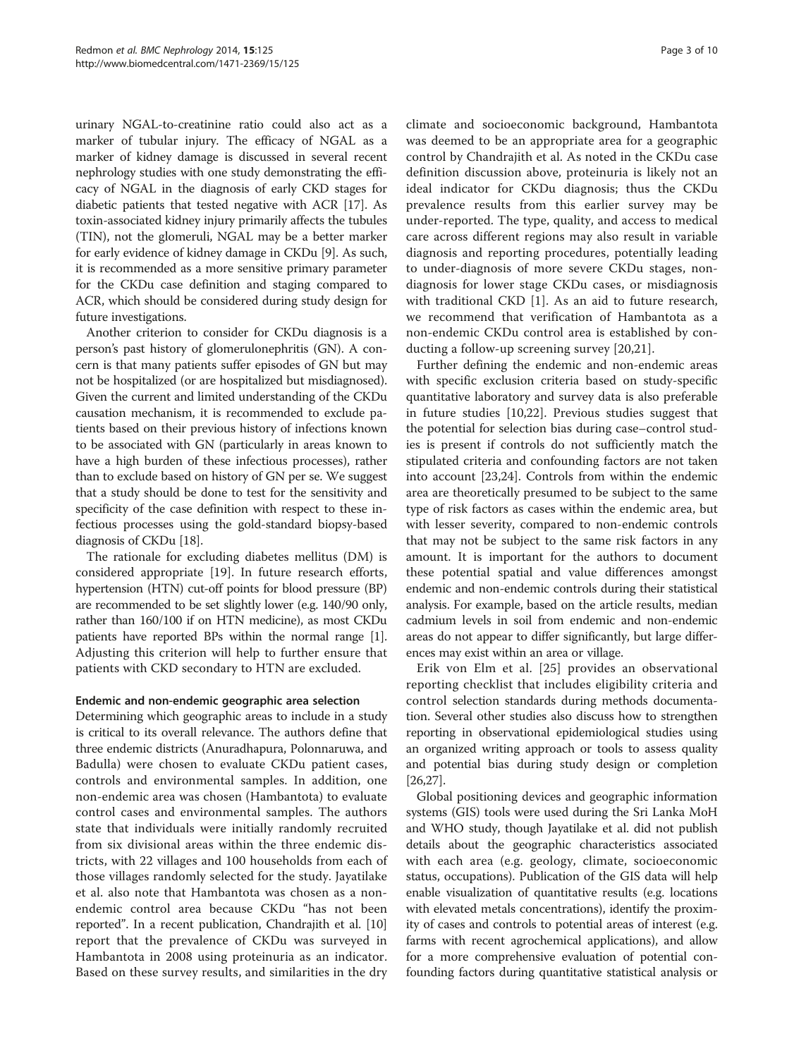urinary NGAL-to-creatinine ratio could also act as a marker of tubular injury. The efficacy of NGAL as a marker of kidney damage is discussed in several recent nephrology studies with one study demonstrating the efficacy of NGAL in the diagnosis of early CKD stages for diabetic patients that tested negative with ACR [17]. As toxin-associated kidney injury primarily affects the tubules (TIN), not the glomeruli, NGAL may be a better marker for early evidence of kidney damage in CKDu [9]. As such, it is recommended as a more sensitive primary parameter for the CKDu case definition and staging compared to ACR, which should be considered during study design for future investigations.

Another criterion to consider for CKDu diagnosis is a person's past history of glomerulonephritis (GN). A concern is that many patients suffer episodes of GN but may not be hospitalized (or are hospitalized but misdiagnosed). Given the current and limited understanding of the CKDu causation mechanism, it is recommended to exclude patients based on their previous history of infections known to be associated with GN (particularly in areas known to have a high burden of these infectious processes), rather than to exclude based on history of GN per se. We suggest that a study should be done to test for the sensitivity and specificity of the case definition with respect to these infectious processes using the gold-standard biopsy-based diagnosis of CKDu [18].

The rationale for excluding diabetes mellitus (DM) is considered appropriate [19]. In future research efforts, hypertension (HTN) cut-off points for blood pressure (BP) are recommended to be set slightly lower (e.g. 140/90 only, rather than 160/100 if on HTN medicine), as most CKDu patients have reported BPs within the normal range [1]. Adjusting this criterion will help to further ensure that patients with CKD secondary to HTN are excluded.

#### Endemic and non-endemic geographic area selection

Determining which geographic areas to include in a study is critical to its overall relevance. The authors define that three endemic districts (Anuradhapura, Polonnaruwa, and Badulla) were chosen to evaluate CKDu patient cases, controls and environmental samples. In addition, one non-endemic area was chosen (Hambantota) to evaluate control cases and environmental samples. The authors state that individuals were initially randomly recruited from six divisional areas within the three endemic districts, with 22 villages and 100 households from each of those villages randomly selected for the study. Jayatilake et al. also note that Hambantota was chosen as a non-endemic control area because CKDu "has not been reported". In a recent publication, Chandrajith et al. [10] report that the prevalence of CKDu was surveyed in Hambantota in 2008 using proteinuria as an indicator. Based on these survey results, and similarities in the dry climate and socioeconomic background, Hambantota was deemed to be an appropriate area for a geographic control by Chandrajith et al. As noted in the CKDu case definition discussion above, proteinuria is likely not an ideal indicator for CKDu diagnosis; thus the CKDu prevalence results from this earlier survey may be under-reported. The type, quality, and access to medical care across different regions may also result in variable diagnosis and reporting procedures, potentially leading to under-diagnosis of more severe CKDu stages, non-diagnosis for lower stage CKDu cases, or misdiagnosis with traditional CKD [1]. As an aid to future research, we recommend that verification of Hambantota as a non-endemic CKDu control area is established by conducting a follow-up screening survey [20,21].

Further defining the endemic and non-endemic areas with specific exclusion criteria based on study-specific quantitative laboratory and survey data is also preferable in future studies [10,22]. Previous studies suggest that the potential for selection bias during case–control studies is present if controls do not sufficiently match the stipulated criteria and confounding factors are not taken into account [23,24]. Controls from within the endemic area are theoretically presumed to be subject to the same type of risk factors as cases within the endemic area, but with lesser severity, compared to non-endemic controls that may not be subject to the same risk factors in any amount. It is important for the authors to document these potential spatial and value differences amongst endemic and non-endemic controls during their statistical analysis. For example, based on the article results, median cadmium levels in soil from endemic and non-endemic areas do not appear to differ significantly, but large differences may exist within an area or village.

Erik von Elm et al. [25] provides an observational reporting checklist that includes eligibility criteria and control selection standards during methods documentation. Several other studies also discuss how to strengthen reporting in observational epidemiological studies using an organized writing approach or tools to assess quality and potential bias during study design or completion [26,27].

Global positioning devices and geographic information systems (GIS) tools were used during the Sri Lanka MoH and WHO study, though Jayatilake et al. did not publish details about the geographic characteristics associated with each area (e.g. geology, climate, socioeconomic status, occupations). Publication of the GIS data will help enable visualization of quantitative results (e.g. locations with elevated metals concentrations), identify the proximity of cases and controls to potential areas of interest (e.g. farms with recent agrochemical applications), and allow for a more comprehensive evaluation of potential confounding factors during quantitative statistical analysis or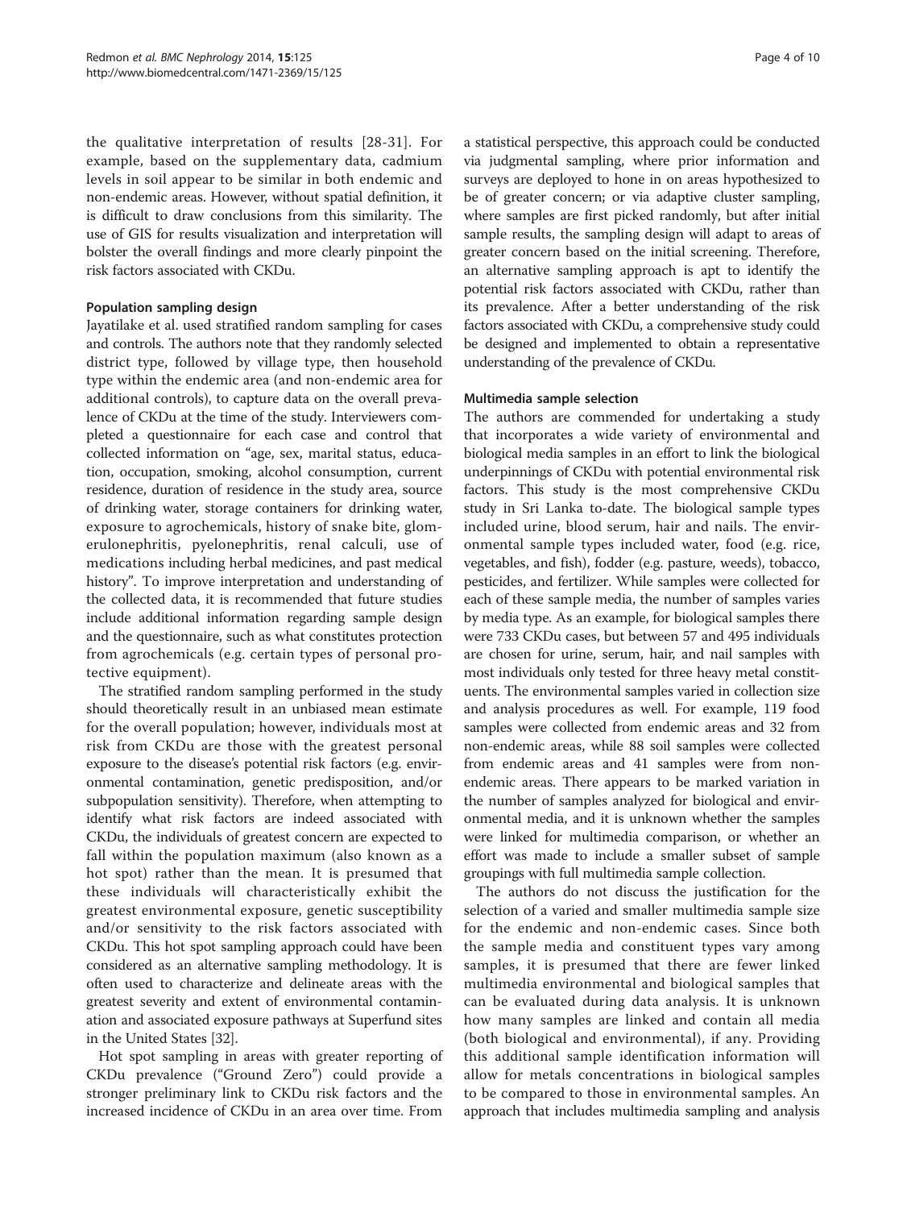the qualitative interpretation of results [28-31]. For example, based on the supplementary data, cadmium levels in soil appear to be similar in both endemic and non-endemic areas. However, without spatial definition, it is difficult to draw conclusions from this similarity. The use of GIS for results visualization and interpretation will bolster the overall findings and more clearly pinpoint the risk factors associated with CKDu.

### Population sampling design

Jayatilake et al. used stratified random sampling for cases and controls. The authors note that they randomly selected district type, followed by village type, then household type within the endemic area (and non-endemic area for additional controls), to capture data on the overall prevalence of CKDu at the time of the study. Interviewers completed a questionnaire for each case and control that collected information on "age, sex, marital status, education, occupation, smoking, alcohol consumption, current residence, duration of residence in the study area, source of drinking water, storage containers for drinking water, exposure to agrochemicals, history of snake bite, glomerulonephritis, pyelonephritis, renal calculi, use of medications including herbal medicines, and past medical history". To improve interpretation and understanding of the collected data, it is recommended that future studies include additional information regarding sample design and the questionnaire, such as what constitutes protection from agrochemicals (e.g. certain types of personal protective equipment).

The stratified random sampling performed in the study should theoretically result in an unbiased mean estimate for the overall population; however, individuals most at risk from CKDu are those with the greatest personal exposure to the disease's potential risk factors (e.g. environmental contamination, genetic predisposition, and/or subpopulation sensitivity). Therefore, when attempting to identify what risk factors are indeed associated with CKDu, the individuals of greatest concern are expected to fall within the population maximum (also known as a hot spot) rather than the mean. It is presumed that these individuals will characteristically exhibit the greatest environmental exposure, genetic susceptibility and/or sensitivity to the risk factors associated with CKDu. This hot spot sampling approach could have been considered as an alternative sampling methodology. It is often used to characterize and delineate areas with the greatest severity and extent of environmental contamination and associated exposure pathways at Superfund sites in the United States [32].

Hot spot sampling in areas with greater reporting of CKDu prevalence ("Ground Zero") could provide a stronger preliminary link to CKDu risk factors and the increased incidence of CKDu in an area over time. From a statistical perspective, this approach could be conducted via judgmental sampling, where prior information and surveys are deployed to hone in on areas hypothesized to be of greater concern; or via adaptive cluster sampling, where samples are first picked randomly, but after initial sample results, the sampling design will adapt to areas of greater concern based on the initial screening. Therefore, an alternative sampling approach is apt to identify the potential risk factors associated with CKDu, rather than its prevalence. After a better understanding of the risk factors associated with CKDu, a comprehensive study could be designed and implemented to obtain a representative understanding of the prevalence of CKDu.

### Multimedia sample selection

The authors are commended for undertaking a study that incorporates a wide variety of environmental and biological media samples in an effort to link the biological underpinnings of CKDu with potential environmental risk factors. This study is the most comprehensive CKDu study in Sri Lanka to-date. The biological sample types included urine, blood serum, hair and nails. The environmental sample types included water, food (e.g. rice, vegetables, and fish), fodder (e.g. pasture, weeds), tobacco, pesticides, and fertilizer. While samples were collected for each of these sample media, the number of samples varies by media type. As an example, for biological samples there were 733 CKDu cases, but between 57 and 495 individuals are chosen for urine, serum, hair, and nail samples with most individuals only tested for three heavy metal constituents. The environmental samples varied in collection size and analysis procedures as well. For example, 119 food samples were collected from endemic areas and 32 from non-endemic areas, while 88 soil samples were collected from endemic areas and 41 samples were from non-endemic areas. There appears to be marked variation in the number of samples analyzed for biological and environmental media, and it is unknown whether the samples were linked for multimedia comparison, or whether an effort was made to include a smaller subset of sample groupings with full multimedia sample collection.

The authors do not discuss the justification for the selection of a varied and smaller multimedia sample size for the endemic and non-endemic cases. Since both the sample media and constituent types vary among samples, it is presumed that there are fewer linked multimedia environmental and biological samples that can be evaluated during data analysis. It is unknown how many samples are linked and contain all media (both biological and environmental), if any. Providing this additional sample identification information will allow for metals concentrations in biological samples to be compared to those in environmental samples. An approach that includes multimedia sampling and analysis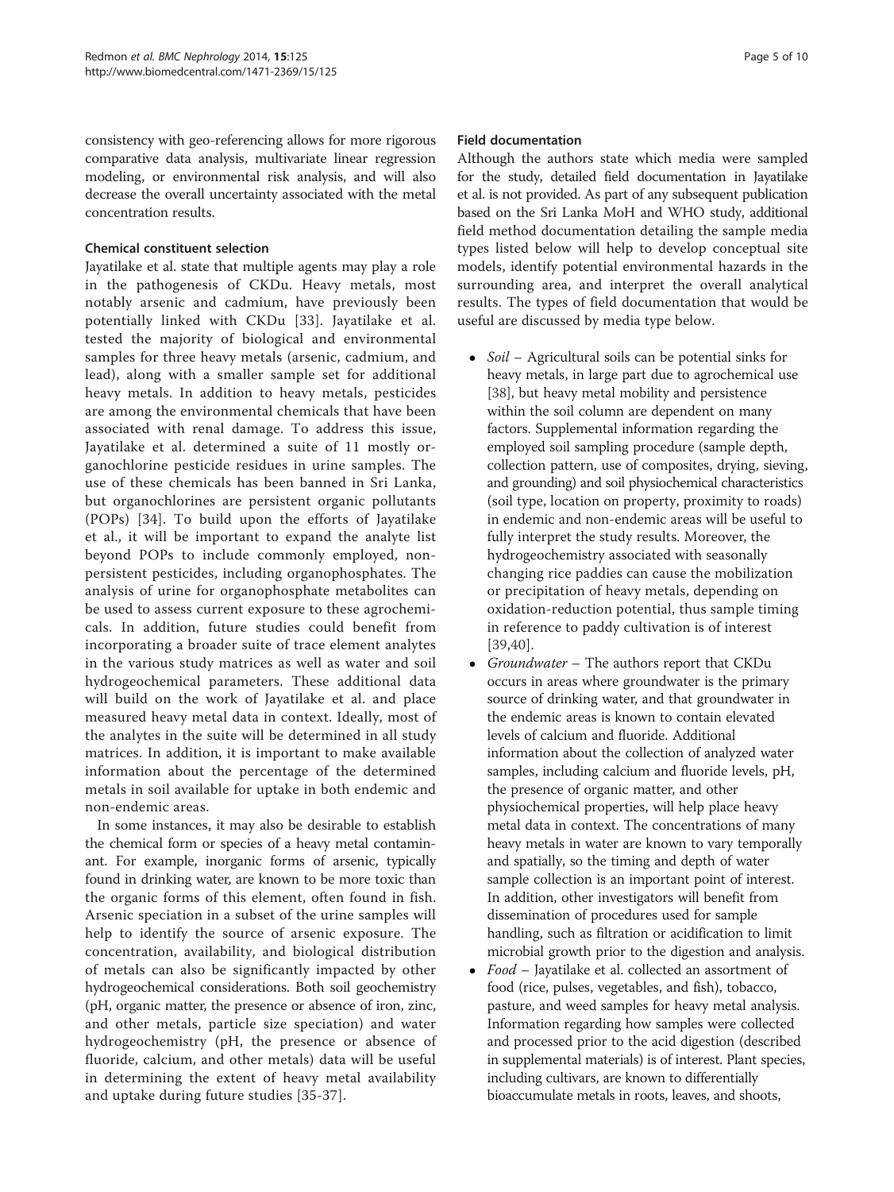consistency with geo-referencing allows for more rigorous comparative data analysis, multivariate linear regression modeling, or environmental risk analysis, and will also decrease the overall uncertainty associated with the metal concentration results.

### Chemical constituent selection

Jayatilake et al. state that multiple agents may play a role in the pathogenesis of CKDu. Heavy metals, most notably arsenic and cadmium, have previously been potentially linked with CKDu [33]. Jayatilake et al. tested the majority of biological and environmental samples for three heavy metals (arsenic, cadmium, and lead), along with a smaller sample set for additional heavy metals. In addition to heavy metals, pesticides are among the environmental chemicals that have been associated with renal damage. To address this issue, Jayatilake et al. determined a suite of 11 mostly organochlorine pesticide residues in urine samples. The use of these chemicals has been banned in Sri Lanka, but organochlorines are persistent organic pollutants (POPs) [34]. To build upon the efforts of Jayatilake et al., it will be important to expand the analyte list beyond POPs to include commonly employed, non-persistent pesticides, including organophosphates. The analysis of urine for organophosphate metabolites can be used to assess current exposure to these agrochemicals. In addition, future studies could benefit from incorporating a broader suite of trace element analytes in the various study matrices as well as water and soil hydrogeochemical parameters. These additional data will build on the work of Jayatilake et al. and place measured heavy metal data in context. Ideally, most of the analytes in the suite will be determined in all study matrices. In addition, it is important to make available information about the percentage of the determined metals in soil available for uptake in both endemic and non-endemic areas.

In some instances, it may also be desirable to establish the chemical form or species of a heavy metal contaminant. For example, inorganic forms of arsenic, typically found in drinking water, are known to be more toxic than the organic forms of this element, often found in fish. Arsenic speciation in a subset of the urine samples will help to identify the source of arsenic exposure. The concentration, availability, and biological distribution of metals can also be significantly impacted by other hydrogeochemical considerations. Both soil geochemistry (pH, organic matter, the presence or absence of iron, zinc, and other metals, particle size speciation) and water hydrogeochemistry (pH, the presence or absence of fluoride, calcium, and other metals) data will be useful in determining the extent of heavy metal availability and uptake during future studies [35-37].

### Field documentation

Although the authors state which media were sampled for the study, detailed field documentation in Jayatilake et al. is not provided. As part of any subsequent publication based on the Sri Lanka MoH and WHO study, additional field method documentation detailing the sample media types listed below will help to develop conceptual site models, identify potential environmental hazards in the surrounding area, and interpret the overall analytical results. The types of field documentation that would be useful are discussed by media type below.

- *Soil* – Agricultural soils can be potential sinks for heavy metals, in large part due to agrochemical use [38], but heavy metal mobility and persistence within the soil column are dependent on many factors. Supplemental information regarding the employed soil sampling procedure (sample depth, collection pattern, use of composites, drying, sieving, and grounding) and soil physiochemical characteristics (soil type, location on property, proximity to roads) in endemic and non-endemic areas will be useful to fully interpret the study results. Moreover, the hydrogeochemistry associated with seasonally changing rice paddies can cause the mobilization or precipitation of heavy metals, depending on oxidation-reduction potential, thus sample timing in reference to paddy cultivation is of interest [39,40].
- *Groundwater* – The authors report that CKDu occurs in areas where groundwater is the primary source of drinking water, and that groundwater in the endemic areas is known to contain elevated levels of calcium and fluoride. Additional information about the collection of analyzed water samples, including calcium and fluoride levels, pH, the presence of organic matter, and other physiochemical properties, will help place heavy metal data in context. The concentrations of many heavy metals in water are known to vary temporally and spatially, so the timing and depth of water sample collection is an important point of interest. In addition, other investigators will benefit from dissemination of procedures used for sample handling, such as filtration or acidification to limit microbial growth prior to the digestion and analysis.
- *Food* – Jayatilake et al. collected an assortment of food (rice, pulses, vegetables, and fish), tobacco, pasture, and weed samples for heavy metal analysis. Information regarding how samples were collected and processed prior to the acid digestion (described in supplemental materials) is of interest. Plant species, including cultivars, are known to differentially bioaccumulate metals in roots, leaves, and shoots,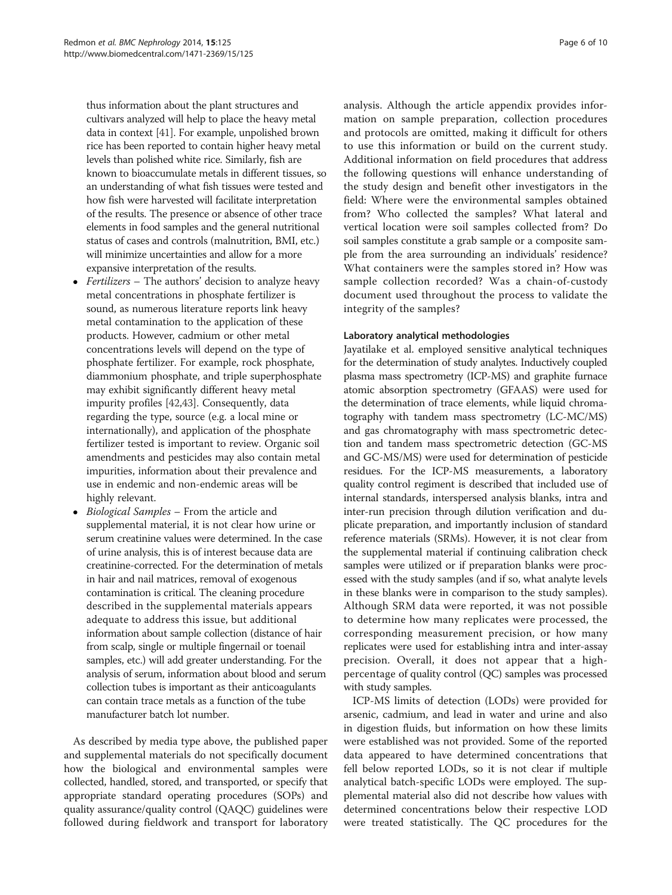thus information about the plant structures and cultivars analyzed will help to place the heavy metal data in context [41]. For example, unpolished brown rice has been reported to contain higher heavy metal levels than polished white rice. Similarly, fish are known to bioaccumulate metals in different tissues, so an understanding of what fish tissues were tested and how fish were harvested will facilitate interpretation of the results. The presence or absence of other trace elements in food samples and the general nutritional status of cases and controls (malnutrition, BMI, etc.) will minimize uncertainties and allow for a more expansive interpretation of the results.

- *Fertilizers* – The authors' decision to analyze heavy metal concentrations in phosphate fertilizer is sound, as numerous literature reports link heavy metal contamination to the application of these products. However, cadmium or other metal concentrations levels will depend on the type of phosphate fertilizer. For example, rock phosphate, diammonium phosphate, and triple superphosphate may exhibit significantly different heavy metal impurity profiles [42,43]. Consequently, data regarding the type, source (e.g. a local mine or internationally), and application of the phosphate fertilizer tested is important to review. Organic soil amendments and pesticides may also contain metal impurities, information about their prevalence and use in endemic and non-endemic areas will be highly relevant.
- *Biological Samples* – From the article and supplemental material, it is not clear how urine or serum creatinine values were determined. In the case of urine analysis, this is of interest because data are creatinine-corrected. For the determination of metals in hair and nail matrices, removal of exogenous contamination is critical. The cleaning procedure described in the supplemental materials appears adequate to address this issue, but additional information about sample collection (distance of hair from scalp, single or multiple fingernail or toenail samples, etc.) will add greater understanding. For the analysis of serum, information about blood and serum collection tubes is important as their anticoagulants can contain trace metals as a function of the tube manufacturer batch lot number.

As described by media type above, the published paper and supplemental materials do not specifically document how the biological and environmental samples were collected, handled, stored, and transported, or specify that appropriate standard operating procedures (SOPs) and quality assurance/quality control (QAQC) guidelines were followed during fieldwork and transport for laboratory analysis. Although the article appendix provides information on sample preparation, collection procedures and protocols are omitted, making it difficult for others to use this information or build on the current study. Additional information on field procedures that address the following questions will enhance understanding of the study design and benefit other investigators in the field: Where were the environmental samples obtained from? Who collected the samples? What lateral and vertical location were soil samples collected from? Do soil samples constitute a grab sample or a composite sample from the area surrounding an individuals' residence? What containers were the samples stored in? How was sample collection recorded? Was a chain-of-custody document used throughout the process to validate the integrity of the samples?

#### Laboratory analytical methodologies

Jayatilake et al. employed sensitive analytical techniques for the determination of study analytes. Inductively coupled plasma mass spectrometry (ICP-MS) and graphite furnace atomic absorption spectrometry (GFAAS) were used for the determination of trace elements, while liquid chromatography with tandem mass spectrometry (LC-MC/MS) and gas chromatography with mass spectrometric detection and tandem mass spectrometric detection (GC-MS and GC-MS/MS) were used for determination of pesticide residues. For the ICP-MS measurements, a laboratory quality control regiment is described that included use of internal standards, interspersed analysis blanks, intra and inter-run precision through dilution verification and duplicate preparation, and importantly inclusion of standard reference materials (SRMs). However, it is not clear from the supplemental material if continuing calibration check samples were utilized or if preparation blanks were processed with the study samples (and if so, what analyte levels in these blanks were in comparison to the study samples). Although SRM data were reported, it was not possible to determine how many replicates were processed, the corresponding measurement precision, or how many replicates were used for establishing intra and inter-assay precision. Overall, it does not appear that a high-percentage of quality control (QC) samples was processed with study samples.

ICP-MS limits of detection (LODs) were provided for arsenic, cadmium, and lead in water and urine and also in digestion fluids, but information on how these limits were established was not provided. Some of the reported data appeared to have determined concentrations that fell below reported LODs, so it is not clear if multiple analytical batch-specific LODs were employed. The supplemental material also did not describe how values with determined concentrations below their respective LOD were treated statistically. The QC procedures for the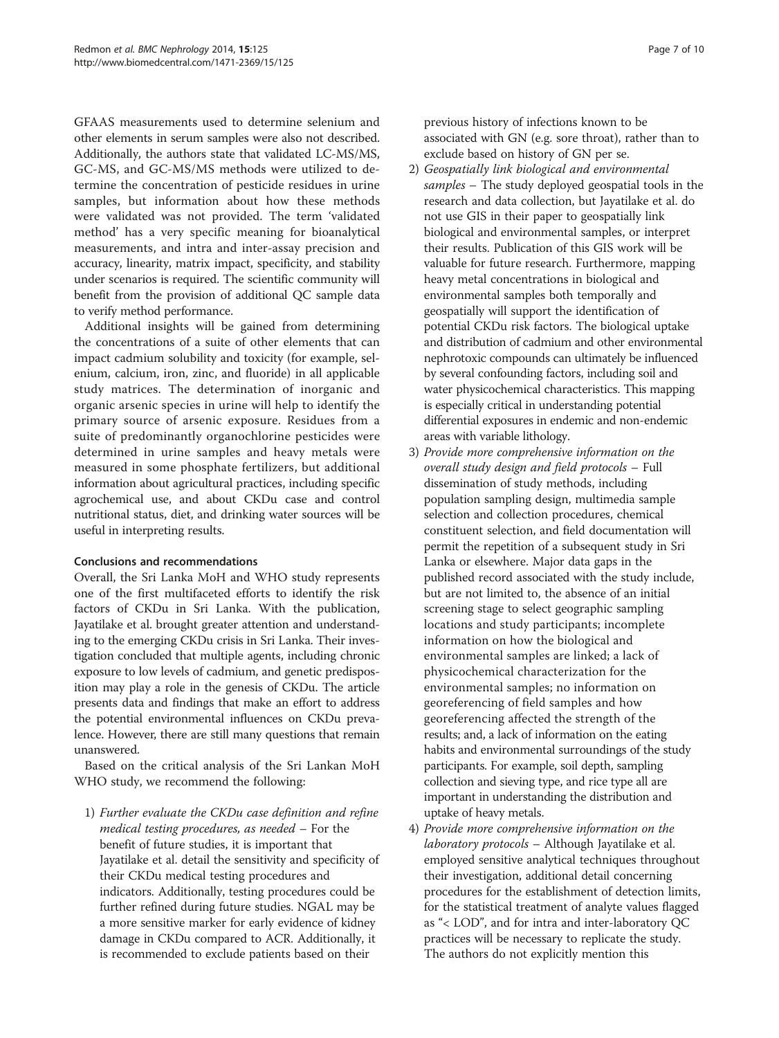GFAAS measurements used to determine selenium and other elements in serum samples were also not described. Additionally, the authors state that validated LC-MS/MS, GC-MS, and GC-MS/MS methods were utilized to determine the concentration of pesticide residues in urine samples, but information about how these methods were validated was not provided. The term 'validated method' has a very specific meaning for bioanalytical measurements, and intra and inter-assay precision and accuracy, linearity, matrix impact, specificity, and stability under scenarios is required. The scientific community will benefit from the provision of additional QC sample data to verify method performance.

Additional insights will be gained from determining the concentrations of a suite of other elements that can impact cadmium solubility and toxicity (for example, selenium, calcium, iron, zinc, and fluoride) in all applicable study matrices. The determination of inorganic and organic arsenic species in urine will help to identify the primary source of arsenic exposure. Residues from a suite of predominantly organochlorine pesticides were determined in urine samples and heavy metals were measured in some phosphate fertilizers, but additional information about agricultural practices, including specific agrochemical use, and about CKDu case and control nutritional status, diet, and drinking water sources will be useful in interpreting results.

### Conclusions and recommendations

Overall, the Sri Lanka MoH and WHO study represents one of the first multifaceted efforts to identify the risk factors of CKDu in Sri Lanka. With the publication, Jayatilake et al. brought greater attention and understanding to the emerging CKDu crisis in Sri Lanka. Their investigation concluded that multiple agents, including chronic exposure to low levels of cadmium, and genetic predisposition may play a role in the genesis of CKDu. The article presents data and findings that make an effort to address the potential environmental influences on CKDu prevalence. However, there are still many questions that remain unanswered.

Based on the critical analysis of the Sri Lankan MoH WHO study, we recommend the following:

1) *Further evaluate the CKDu case definition and refine medical testing procedures, as needed* – For the benefit of future studies, it is important that Jayatilake et al. detail the sensitivity and specificity of their CKDu medical testing procedures and indicators. Additionally, testing procedures could be further refined during future studies. NGAL may be a more sensitive marker for early evidence of kidney damage in CKDu compared to ACR. Additionally, it is recommended to exclude patients based on their previous history of infections known to be associated with GN (e.g. sore throat), rather than to exclude based on history of GN per se.
2) *Geospatially link biological and environmental samples* – The study deployed geospatial tools in the research and data collection, but Jayatilake et al. do not use GIS in their paper to geospatially link biological and environmental samples, or interpret their results. Publication of this GIS work will be valuable for future research. Furthermore, mapping heavy metal concentrations in biological and environmental samples both temporally and geospatially will support the identification of potential CKDu risk factors. The biological uptake and distribution of cadmium and other environmental nephrotoxic compounds can ultimately be influenced by several confounding factors, including soil and water physicochemical characteristics. This mapping is especially critical in understanding potential differential exposures in endemic and non-endemic areas with variable lithology.
3) *Provide more comprehensive information on the overall study design and field protocols* – Full dissemination of study methods, including population sampling design, multimedia sample selection and collection procedures, chemical constituent selection, and field documentation will permit the repetition of a subsequent study in Sri Lanka or elsewhere. Major data gaps in the published record associated with the study include, but are not limited to, the absence of an initial screening stage to select geographic sampling locations and study participants; incomplete information on how the biological and environmental samples are linked; a lack of physicochemical characterization for the environmental samples; no information on georeferencing of field samples and how georeferencing affected the strength of the results; and, a lack of information on the eating habits and environmental surroundings of the study participants. For example, soil depth, sampling collection and sieving type, and rice type all are important in understanding the distribution and uptake of heavy metals.
4) *Provide more comprehensive information on the laboratory protocols* – Although Jayatilake et al. employed sensitive analytical techniques throughout their investigation, additional detail concerning procedures for the establishment of detection limits, for the statistical treatment of analyte values flagged as "< LOD", and for intra and inter-laboratory QC practices will be necessary to replicate the study. The authors do not explicitly mention this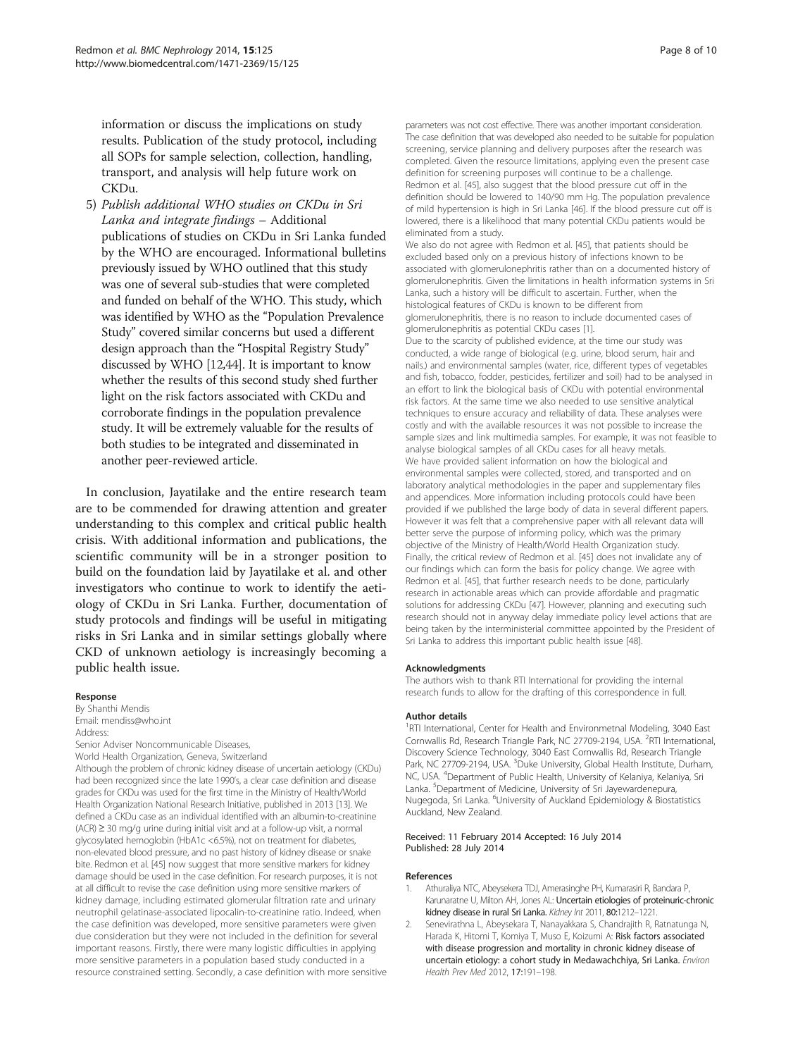information or discuss the implications on study results. Publication of the study protocol, including all SOPs for sample selection, collection, handling, transport, and analysis will help future work on CKDu.

5) *Publish additional WHO studies on CKDu in Sri Lanka and integrate findings* – Additional publications of studies on CKDu in Sri Lanka funded by the WHO are encouraged. Informational bulletins previously issued by WHO outlined that this study was one of several sub-studies that were completed and funded on behalf of the WHO. This study, which was identified by WHO as the "Population Prevalence Study" covered similar concerns but used a different design approach than the "Hospital Registry Study" discussed by WHO [12,44]. It is important to know whether the results of this second study shed further light on the risk factors associated with CKDu and corroborate findings in the population prevalence study. It will be extremely valuable for the results of both studies to be integrated and disseminated in another peer-reviewed article.

In conclusion, Jayatilake and the entire research team are to be commended for drawing attention and greater understanding to this complex and critical public health crisis. With additional information and publications, the scientific community will be in a stronger position to build on the foundation laid by Jayatilake et al. and other investigators who continue to work to identify the aetiology of CKDu in Sri Lanka. Further, documentation of study protocols and findings will be useful in mitigating risks in Sri Lanka and in similar settings globally where CKD of unknown aetiology is increasingly becoming a public health issue.

### Response

By Shanthi Mendis
Email: mendiss@who.int
Address:
Senior Adviser Noncommunicable Diseases,
World Health Organization, Geneva, Switzerland

Although the problem of chronic kidney disease of uncertain aetiology (CKDu) had been recognized since the late 1990's, a clear case definition and disease grades for CKDu was used for the first time in the Ministry of Health/World Health Organization National Research Initiative, published in 2013 [13]. We defined a CKDu case as an individual identified with an albumin-to-creatinine (ACR) ≥ 30 mg/g urine during initial visit and at a follow-up visit, a normal glycosylated hemoglobin (HbA1c <6.5%), not on treatment for diabetes, non-elevated blood pressure, and no past history of kidney disease or snake bite. Redmon et al. [45] now suggest that more sensitive markers for kidney damage should be used in the case definition. For research purposes, it is not at all difficult to revise the case definition using more sensitive markers of kidney damage, including estimated glomerular filtration rate and urinary neutrophil gelatinase-associated lipocalin-to-creatinine ratio. Indeed, when the case definition was developed, more sensitive parameters were given due consideration but they were not included in the definition for several important reasons. Firstly, there were many logistic difficulties in applying more sensitive parameters in a population based study conducted in a resource constrained setting. Secondly, a case definition with more sensitive parameters was not cost effective. There was another important consideration. The case definition that was developed also needed to be suitable for population screening, service planning and delivery purposes after the research was completed. Given the resource limitations, applying even the present case definition for screening purposes will continue to be a challenge.

Redmon et al. [45], also suggest that the blood pressure cut off in the definition should be lowered to 140/90 mm Hg. The population prevalence of mild hypertension is high in Sri Lanka [46]. If the blood pressure cut off is lowered, there is a likelihood that many potential CKDu patients would be eliminated from a study.

We also do not agree with Redmon et al. [45], that patients should be excluded based only on a previous history of infections known to be associated with glomerulonephritis rather than on a documented history of glomerulonephritis. Given the limitations in health information systems in Sri Lanka, such a history will be difficult to ascertain. Further, when the histological features of CKDu is known to be different from glomerulonephritis, there is no reason to include documented cases of glomerulonephritis as potential CKDu cases [1].

Due to the scarcity of published evidence, at the time our study was conducted, a wide range of biological (e.g. urine, blood serum, hair and nails.) and environmental samples (water, rice, different types of vegetables and fish, tobacco, fodder, pesticides, fertilizer and soil) had to be analysed in an effort to link the biological basis of CKDu with potential environmental risk factors. At the same time we also needed to use sensitive analytical techniques to ensure accuracy and reliability of data. These analyses were costly and with the available resources it was not possible to increase the sample sizes and link multimedia samples. For example, it was not feasible to analyse biological samples of all CKDu cases for all heavy metals.

We have provided salient information on how the biological and environmental samples were collected, stored, and transported and on laboratory analytical methodologies in the paper and supplementary files and appendices. More information including protocols could have been provided if we published the large body of data in several different papers. However it was felt that a comprehensive paper with all relevant data will better serve the purpose of informing policy, which was the primary objective of the Ministry of Health/World Health Organization study.

Finally, the critical review of Redmon et al. [45] does not invalidate any of our findings which can form the basis for policy change. We agree with Redmon et al. [45], that further research needs to be done, particularly research in actionable areas which can provide affordable and pragmatic solutions for addressing CKDu [47]. However, planning and executing such research should not in anyway delay immediate policy level actions that are being taken by the interministerial committee appointed by the President of Sri Lanka to address this important public health issue [48].

### Acknowledgments

The authors wish to thank RTI International for providing the internal research funds to allow for the drafting of this correspondence in full.

### Author details

[1]RTI International, Center for Health and Environmetnal Modeling, 3040 East Cornwallis Rd, Research Triangle Park, NC 27709-2194, USA. [2]RTI International, Discovery Science Technology, 3040 East Cornwallis Rd, Research Triangle Park, NC 27709-2194, USA. [3]Duke University, Global Health Institute, Durham, NC, USA. [4]Department of Public Health, University of Kelaniya, Kelaniya, Sri Lanka. [5]Department of Medicine, University of Sri Jayewardenepura, Nugegoda, Sri Lanka. [6]University of Auckland Epidemiology & Biostatistics Auckland, New Zealand.

Received: 11 February 2014 Accepted: 16 July 2014
Published: 28 July 2014

### References

1. Athuraliya NTC, Abeysekera TDJ, Amerasinghe PH, Kumarasiri R, Bandara P, Karunaratne U, Milton AH, Jones AL: **Uncertain etiologies of proteinuric-chronic kidney disease in rural Sri Lanka.** *Kidney Int* 2011, **80:**1212–1221.
2. Senevirathna L, Abeysekara T, Nanayakkara S, Chandrajith R, Ratnatunga N, Harada K, Hitomi T, Komiya T, Muso E, Koizumi A: **Risk factors associated with disease progression and mortality in chronic kidney disease of uncertain etiology: a cohort study in Medawachchiya, Sri Lanka.** *Environ Health Prev Med* 2012, **17:**191–198.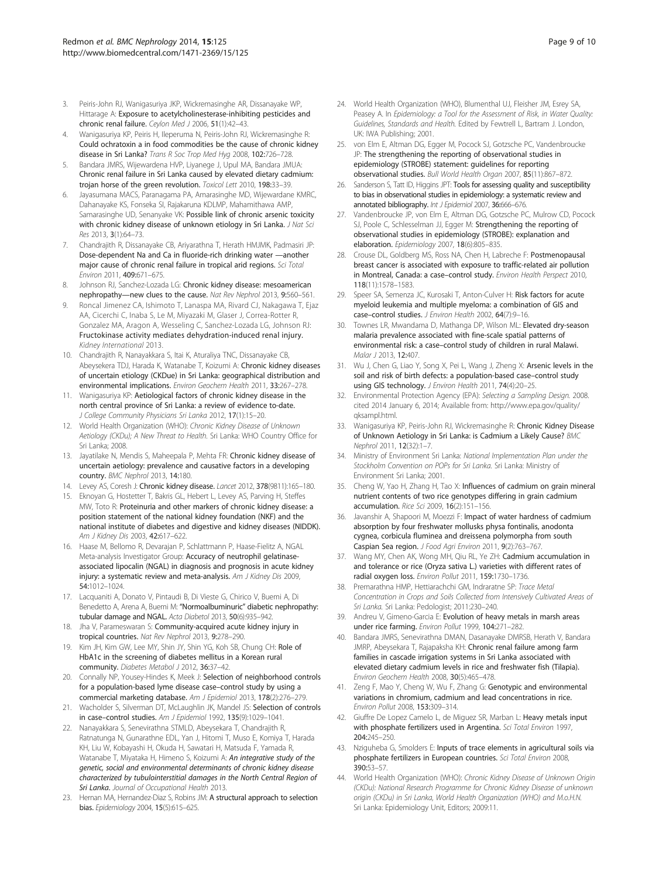3. Peiris-John RJ, Wanigasuriya JKP, Wickremasinghe AR, Dissanayake WP, Hittarage A: **Exposure to acetylcholinesterase-inhibiting pesticides and chronic renal failure.** *Ceylon Med J* 2006, **51**(1):42–43.
4. Wanigasuriya KP, Peiris H, Ileperuma N, Peiris-John RJ, Wickremasinghe R: **Could ochratoxin a in food commodities be the cause of chronic kidney disease in Sri Lanka?** *Trans R Soc Trop Med Hyg* 2008, **102**:726–728.
5. Bandara JMRS, Wijewardena HVP, Liyanege J, Upul MA, Bandara JMUA: **Chronic renal failure in Sri Lanka caused by elevated dietary cadmium: trojan horse of the green revolution.** *Toxicol Lett* 2010, **198**:33–39.
6. Jayasumana MACS, Paranagama PA, Amarasinghe MD, Wijewardane KMRC, Dahanayake KS, Fonseka SI, Rajakaruna KDLMP, Mahamithawa AMP, Samarasinghe UD, Senanayake VK: **Possible link of chronic arsenic toxicity with chronic kidney disease of unknown etiology in Sri Lanka.** *J Nat Sci Res* 2013, **3**(1):64–73.
7. Chandrajith R, Dissanayake CB, Ariyarathna T, Herath HMJMK, Padmasiri JP: **Dose-dependent Na and Ca in fluoride-rich drinking water —another major cause of chronic renal failure in tropical arid regions.** *Sci Total Environ* 2011, **409**:671–675.
8. Johnson RJ, Sanchez-Lozada LG: **Chronic kidney disease: mesoamerican nephropathy—new clues to the cause.** *Nat Rev Nephrol* 2013, **9**:560–561.
9. Roncal Jimenez CA, Ishimoto T, Lanaspa MA, Rivard CJ, Nakagawa T, Ejaz AA, Cicerchi C, Inaba S, Le M, Miyazaki M, Glaser J, Correa-Rotter R, Gonzalez MA, Aragon A, Wesseling C, Sanchez-Lozada LG, Johnson RJ: **Fructokinase activity mediates dehydration-induced renal injury.** *Kidney International* 2013.
10. Chandrajith R, Nanayakkara S, Itai K, Aturaliya TNC, Dissanayake CB, Abeysekera TDJ, Harada K, Watanabe T, Koizumi A: **Chronic kidney diseases of uncertain etiology (CKDue) in Sri Lanka: geographical distribution and environmental implications.** *Environ Geochem Health* 2011, **33**:267–278.
11. Wanigasuriya KP: **Aetiological factors of chronic kidney disease in the north central province of Sri Lanka: a review of evidence to-date.** *J College Community Physicians Sri Lanka* 2012, **17**(1):15–20.
12. World Health Organization (WHO): *Chronic Kidney Disease of Unknown Aetiology (CKDu); A New Threat to Health.* Sri Lanka: WHO Country Office for Sri Lanka; 2008.
13. Jayatilake N, Mendis S, Maheepala P, Mehta FR: **Chronic kidney disease of uncertain aetiology: prevalence and causative factors in a developing country.** *BMC Nephrol* 2013, **14**:180.
14. Levey AS, Coresh J: **Chronic kidney disease.** *Lancet* 2012, **378**(9811):165–180.
15. Eknoyan G, Hostetter T, Bakris GL, Hebert L, Levey AS, Parving H, Steffes MW, Toto R: **Proteinuria and other markers of chronic kidney disease: a position statement of the national kidney foundation (NKF) and the national institute of diabetes and digestive and kidney diseases (NIDDK).** *Am J Kidney Dis* 2003, **42**:617–622.
16. Haase M, Bellomo R, Devarajan P, Schlattmann P, Haase-Fielitz A, NGAL Meta-analysis Investigator Group: **Accuracy of neutrophil gelatinase-associated lipocalin (NGAL) in diagnosis and prognosis in acute kidney injury: a systematic review and meta-analysis.** *Am J Kidney Dis* 2009, **54**:1012–1024.
17. Lacquaniti A, Donato V, Pintaudi B, Di Vieste G, Chirico V, Buemi A, Di Benedetto A, Arena A, Buemi M: **"Normoalbuminuric" diabetic nephropathy: tubular damage and NGAL.** *Acta Diabetol* 2013, **50**(6):935–942.
18. Jha V, Parameswaran S: **Community-acquired acute kidney injury in tropical countries.** *Nat Rev Nephrol* 2013, **9**:278–290.
19. Kim JH, Kim GW, Lee MY, Shin JY, Shin YG, Koh SB, Chung CH: **Role of HbA1c in the screening of diabetes mellitus in a Korean rural community.** *Diabetes Metabol J* 2012, **36**:37–42.
20. Connally NP, Yousey-Hindes K, Meek J: **Selection of neighborhood controls for a population-based lyme disease case–control study by using a commercial marketing database.** *Am J Epidemiol* 2013, **178**(2):276–279.
21. Wacholder S, Silverman DT, McLaughlin JK, Mandel JS: **Selection of controls in case–control studies.** *Am J Epidemiol* 1992, **135**(9):1029–1041.
22. Nanayakkara S, Senevirathna STMLD, Abeysekara T, Chandrajith R, Ratnatunga N, Gunarathne EDL, Yan J, Hitomi T, Muso E, Komiya T, Harada KH, Liu W, Kobayashi H, Okuda H, Sawatari H, Matsuda F, Yamada R, Watanabe T, Miyataka H, Himeno S, Koizumi A: ***An integrative study of the genetic, social and environmental determinants of chronic kidney disease characterized by tubulointerstitial damages in the North Central Region of Sri Lanka.*** *Journal of Occupational Health* 2013.
23. Hernan MA, Hernandez-Diaz S, Robins JM: **A structural approach to selection bias.** *Epidemiology* 2004, **15**(5):615–625.
24. World Health Organization (WHO), Blumenthal UJ, Fleisher JM, Esrey SA, Peasey A. In *Epidemiology: a Tool for the Assessment of Risk, in Water Quality: Guidelines, Standards and Health.* Edited by Fewtrell L, Bartram J. London, UK: IWA Publishing; 2001.
25. von Elm E, Altman DG, Egger M, Pocock SJ, Gotzsche PC, Vandenbroucke JP: **The strengthening the reporting of observational studies in epidemiology (STROBE) statement: guidelines for reporting observational studies.** *Bull World Health Organ* 2007, **85**(11):867–872.
26. Sanderson S, Tatt ID, Higgins JPT: **Tools for assessing quality and susceptibility to bias in observational studies in epidemiology: a systematic review and annotated bibliography.** *Int J Epidemiol* 2007, **36**:666–676.
27. Vandenbroucke JP, von Elm E, Altman DG, Gotzsche PC, Mulrow CD, Pocock SJ, Poole C, Schlesselman JJ, Egger M: **Strengthening the reporting of observational studies in epidemiology (STROBE): explanation and elaboration.** *Epidemiology* 2007, **18**(6):805–835.
28. Crouse DL, Goldberg MS, Ross NA, Chen H, Labreche F: **Postmenopausal breast cancer is associated with exposure to traffic-related air pollution in Montreal, Canada: a case–control study.** *Environ Health Perspect* 2010, **118**(11):1578–1583.
29. Speer SA, Semenza JC, Kurosaki T, Anton-Culver H: **Risk factors for acute myeloid leukemia and multiple myeloma: a combination of GIS and case–control studies.** *J Environ Health* 2002, **64**(7):9–16.
30. Townes LR, Mwandama D, Mathanga DP, Wilson ML: **Elevated dry-season malaria prevalence associated with fine-scale spatial patterns of environmental risk: a case–control study of children in rural Malawi.** *Malar J* 2013, **12**:407.
31. Wu J, Chen G, Liao Y, Song X, Pei L, Wang J, Zheng X: **Arsenic levels in the soil and risk of birth defects: a population-based case–control study using GIS technology.** *J Environ Health* 2011, **74**(4):20–25.
32. Environmental Protection Agency (EPA): *Selecting a Sampling Design.* 2008. cited 2014 January 6, 2014; Available from: http://www.epa.gov/quality/qksampl.html.
33. Wanigasuriya KP, Peiris-John RJ, Wickremasinghe R: **Chronic Kidney Disease of Unknown Aetiology in Sri Lanka: is Cadmium a Likely Cause?** *BMC Nephrol* 2011, **12**(32):1–7.
34. Ministry of Environment Sri Lanka: *National Implementation Plan under the Stockholm Convention on POPs for Sri Lanka.* Sri Lanka: Ministry of Environment Sri Lanka; 2001.
35. Cheng W, Yao H, Zhang H, Tao X: **Influences of cadmium on grain mineral nutrient contents of two rice genotypes differing in grain cadmium accumulation.** *Rice Sci* 2009, **16**(2):151–156.
36. Javanshir A, Shapoori M, Moezzi F: **Impact of water hardness of cadmium absorption by four freshwater mollusks physa fontinalis, anodonta cygnea, corbicula fluminea and dreissena polymorpha from south Caspian Sea region.** *J Food Agri Environ* 2011, **9**(2):763–767.
37. Wang MY, Chen AK, Wong MH, Qiu RL, Ye ZH: **Cadmium accumulation in and tolerance or rice (Oryza sativa L.) varieties with different rates of radial oxygen loss.** *Environ Pollut* 2011, **159**:1730–1736.
38. Premarathna HMP, Hettiarachchi GM, Indraratne SP: *Trace Metal Concentration in Crops and Soils Collected from Intensively Cultivated Areas of Sri Lanka.* Sri Lanka: Pedologist; 2011:230–240.
39. Andreu V, Gimeno-Garcia E: **Evolution of heavy metals in marsh areas under rice farming.** *Environ Pollut* 1999, **104**:271–282.
40. Bandara JMRS, Senevirathna DMAN, Dasanayake DMRSB, Herath V, Bandara JMRP, Abeysekara T, Rajapaksha KH: **Chronic renal failure among farm families in cascade irrigation systems in Sri Lanka associated with elevated dietary cadmium levels in rice and freshwater fish (Tilapia).** *Environ Geochem Health* 2008, **30**(5):465–478.
41. Zeng F, Mao Y, Cheng W, Wu F, Zhang G: **Genotypic and environmental variations in chromium, cadmium and lead concentrations in rice.** *Environ Pollut* 2008, **153**:309–314.
42. Giuffre De Lopez Camelo L, de Miguez SR, Marban L: **Heavy metals input with phosphate fertilizers used in Argentina.** *Sci Total Environ* 1997, **204**:245–250.
43. Nziguheba G, Smolders E: **Inputs of trace elements in agricultural soils via phosphate fertilizers in European countries.** *Sci Total Environ* 2008, **390**:53–57.
44. World Health Organization (WHO): *Chronic Kidney Disease of Unknown Origin (CKDu): National Research Programme for Chronic Kidney Disease of unknown origin (CKDu) in Sri Lanka, World Health Organization (WHO) and M.o.H.N.* Sri Lanka: Epidemiology Unit, Editors; 2009:11.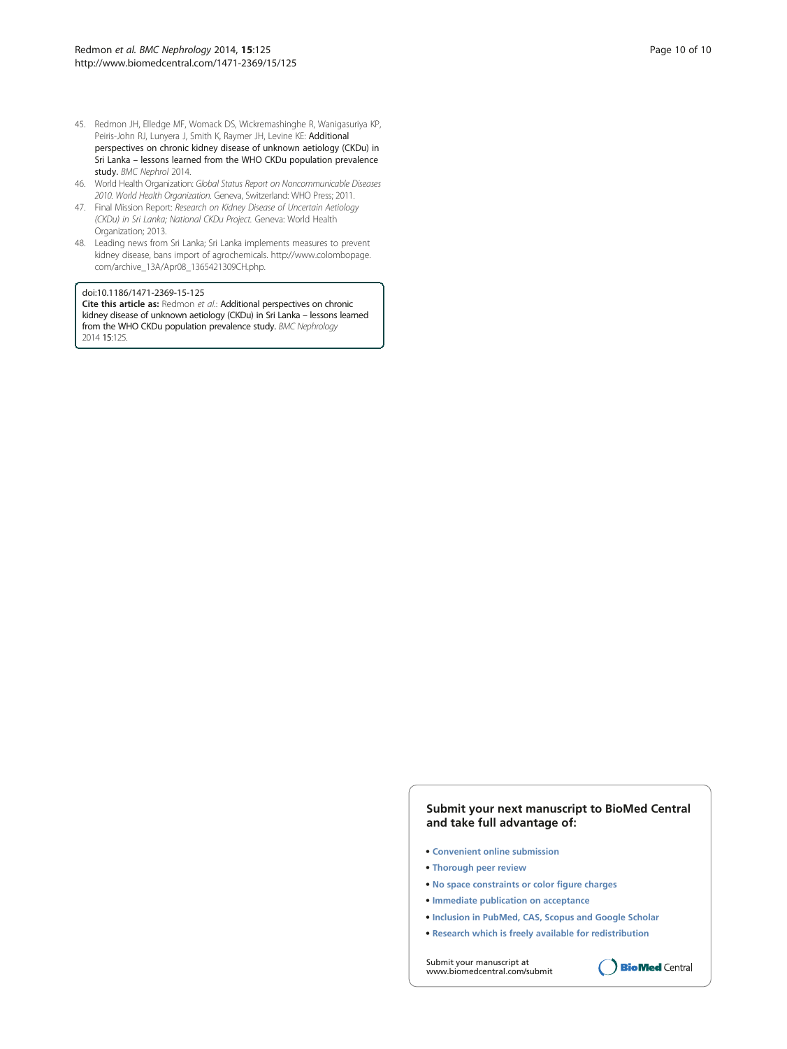45. Redmon JH, Elledge MF, Womack DS, Wickremashinghe R, Wanigasuriya KP, Peiris-John RJ, Lunyera J, Smith K, Raymer JH, Levine KE: **Additional perspectives on chronic kidney disease of unknown aetiology (CKDu) in Sri Lanka – lessons learned from the WHO CKDu population prevalence study.** *BMC Nephrol* 2014.
46. World Health Organization: *Global Status Report on Noncommunicable Diseases 2010. World Health Organization.* Geneva, Switzerland: WHO Press; 2011.
47. Final Mission Report: *Research on Kidney Disease of Uncertain Aetiology (CKDu) in Sri Lanka; National CKDu Project.* Geneva: World Health Organization; 2013.
48. Leading news from Sri Lanka; Sri Lanka implements measures to prevent kidney disease, bans import of agrochemicals. http://www.colombopage.com/archive_13A/Apr08_1365421309CH.php.

doi:10.1186/1471-2369-15-125

**Cite this article as:** Redmon *et al.*: Additional perspectives on chronic kidney disease of unknown aetiology (CKDu) in Sri Lanka – lessons learned from the WHO CKDu population prevalence study. *BMC Nephrology* 2014 **15**:125.

**Submit your next manuscript to BioMed Central and take full advantage of:**

- **Convenient online submission**
- **Thorough peer review**
- **No space constraints or color figure charges**
- **Immediate publication on acceptance**
- **Inclusion in PubMed, CAS, Scopus and Google Scholar**
- **Research which is freely available for redistribution**

Submit your manuscript at www.biomedcentral.com/submit

BioMed Central